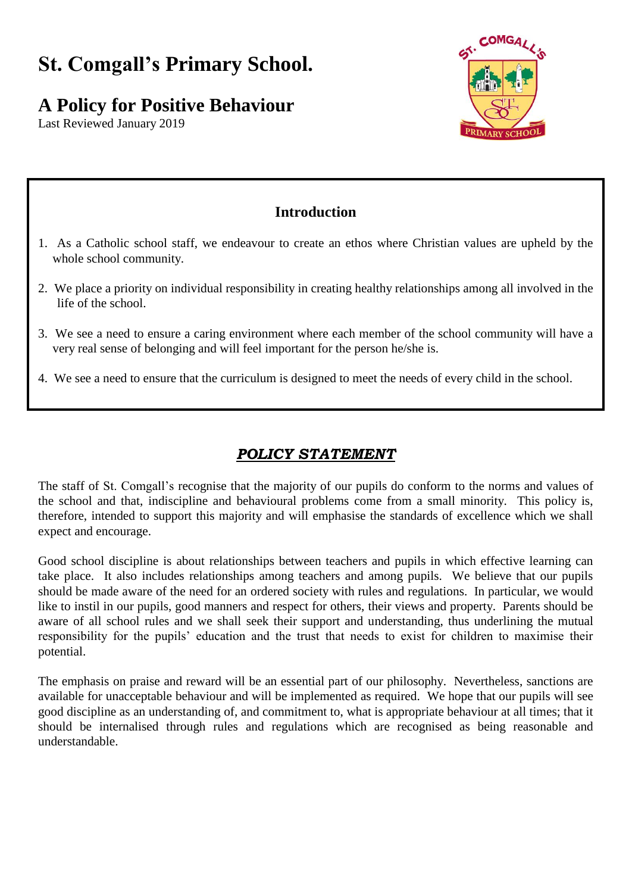# St. Comgall's Primary School.

## A Policy for Positive Behaviour

Last Reviewed January 2019

### Introduction

1. As a Catholic school staff, we endeavour to create an ethos where Christian values are upheld by the whole school community.
2. We place a priority on individual responsibility in creating healthy relationships among all involved in the life of the school.
3. We see a need to ensure a caring environment where each member of the school community will have a very real sense of belonging and will feel important for the person he/she is.
4. We see a need to ensure that the curriculum is designed to meet the needs of every child in the school.

## ***POLICY STATEMENT***

The staff of St. Comgall's recognise that the majority of our pupils do conform to the norms and values of the school and that, indiscipline and behavioural problems come from a small minority. This policy is, therefore, intended to support this majority and will emphasise the standards of excellence which we shall expect and encourage.

Good school discipline is about relationships between teachers and pupils in which effective learning can take place. It also includes relationships among teachers and among pupils. We believe that our pupils should be made aware of the need for an ordered society with rules and regulations. In particular, we would like to instil in our pupils, good manners and respect for others, their views and property. Parents should be aware of all school rules and we shall seek their support and understanding, thus underlining the mutual responsibility for the pupils' education and the trust that needs to exist for children to maximise their potential.

The emphasis on praise and reward will be an essential part of our philosophy. Nevertheless, sanctions are available for unacceptable behaviour and will be implemented as required. We hope that our pupils will see good discipline as an understanding of, and commitment to, what is appropriate behaviour at all times; that it should be internalised through rules and regulations which are recognised as being reasonable and understandable.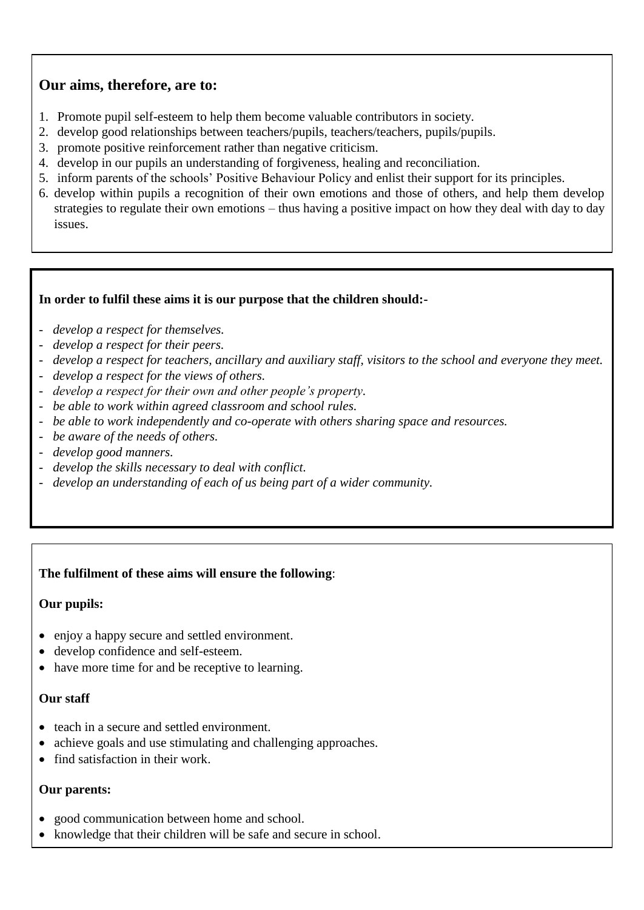## Our aims, therefore, are to:

1. Promote pupil self-esteem to help them become valuable contributors in society.
2. develop good relationships between teachers/pupils, teachers/teachers, pupils/pupils.
3. promote positive reinforcement rather than negative criticism.
4. develop in our pupils an understanding of forgiveness, healing and reconciliation.
5. inform parents of the schools' Positive Behaviour Policy and enlist their support for its principles.
6. develop within pupils a recognition of their own emotions and those of others, and help them develop strategies to regulate their own emotions – thus having a positive impact on how they deal with day to day issues.

**In order to fulfil these aims it is our purpose that the children should:-**

- *develop a respect for themselves.*
- *develop a respect for their peers.*
- *develop a respect for teachers, ancillary and auxiliary staff, visitors to the school and everyone they meet.*
- *develop a respect for the views of others.*
- *develop a respect for their own and other people's property.*
- *be able to work within agreed classroom and school rules.*
- *be able to work independently and co-operate with others sharing space and resources.*
- *be aware of the needs of others.*
- *develop good manners.*
- *develop the skills necessary to deal with conflict.*
- *develop an understanding of each of us being part of a wider community.*

**The fulfilment of these aims will ensure the following**:

**Our pupils:**

- enjoy a happy secure and settled environment.
- develop confidence and self-esteem.
- have more time for and be receptive to learning.

**Our staff**

- teach in a secure and settled environment.
- achieve goals and use stimulating and challenging approaches.
- find satisfaction in their work.

**Our parents:**

- good communication between home and school.
- knowledge that their children will be safe and secure in school.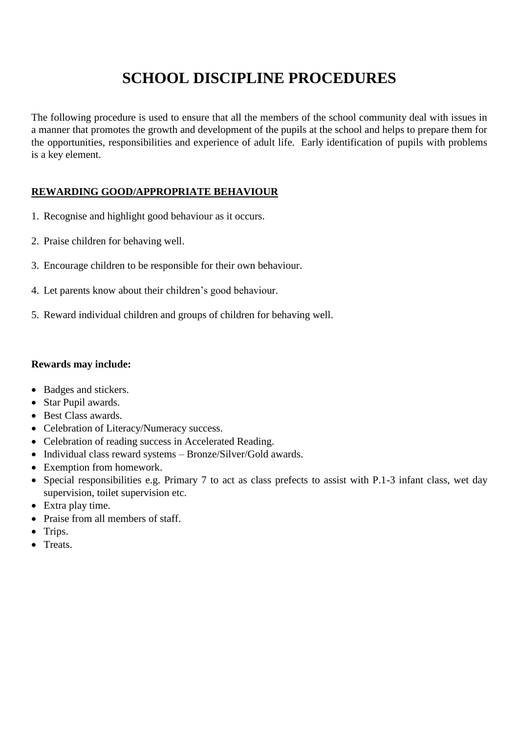# SCHOOL DISCIPLINE PROCEDURES

The following procedure is used to ensure that all the members of the school community deal with issues in a manner that promotes the growth and development of the pupils at the school and helps to prepare them for the opportunities, responsibilities and experience of adult life. Early identification of pupils with problems is a key element.

## REWARDING GOOD/APPROPRIATE BEHAVIOUR

1. Recognise and highlight good behaviour as it occurs.

2. Praise children for behaving well.

3. Encourage children to be responsible for their own behaviour.

4. Let parents know about their children's good behaviour.

5. Reward individual children and groups of children for behaving well.

**Rewards may include:**

- Badges and stickers.
- Star Pupil awards.
- Best Class awards.
- Celebration of Literacy/Numeracy success.
- Celebration of reading success in Accelerated Reading.
- Individual class reward systems – Bronze/Silver/Gold awards.
- Exemption from homework.
- Special responsibilities e.g. Primary 7 to act as class prefects to assist with P.1-3 infant class, wet day supervision, toilet supervision etc.
- Extra play time.
- Praise from all members of staff.
- Trips.
- Treats.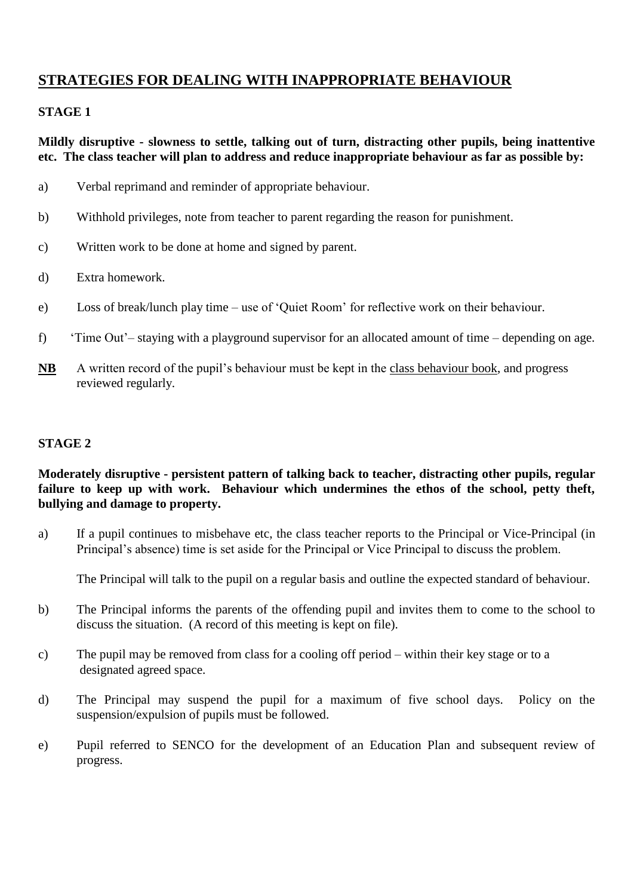## STRATEGIES FOR DEALING WITH INAPPROPRIATE BEHAVIOUR

### STAGE 1

**Mildly disruptive - slowness to settle, talking out of turn, distracting other pupils, being inattentive etc. The class teacher will plan to address and reduce inappropriate behaviour as far as possible by:**

a) Verbal reprimand and reminder of appropriate behaviour.

b) Withhold privileges, note from teacher to parent regarding the reason for punishment.

c) Written work to be done at home and signed by parent.

d) Extra homework.

e) Loss of break/lunch play time – use of 'Quiet Room' for reflective work on their behaviour.

f) 'Time Out'– staying with a playground supervisor for an allocated amount of time – depending on age.

**NB** A written record of the pupil's behaviour must be kept in the class behaviour book, and progress reviewed regularly.

### STAGE 2

**Moderately disruptive - persistent pattern of talking back to teacher, distracting other pupils, regular failure to keep up with work. Behaviour which undermines the ethos of the school, petty theft, bullying and damage to property.**

a) If a pupil continues to misbehave etc, the class teacher reports to the Principal or Vice-Principal (in Principal's absence) time is set aside for the Principal or Vice Principal to discuss the problem.

   The Principal will talk to the pupil on a regular basis and outline the expected standard of behaviour.

b) The Principal informs the parents of the offending pupil and invites them to come to the school to discuss the situation. (A record of this meeting is kept on file).

c) The pupil may be removed from class for a cooling off period – within their key stage or to a designated agreed space.

d) The Principal may suspend the pupil for a maximum of five school days. Policy on the suspension/expulsion of pupils must be followed.

e) Pupil referred to SENCO for the development of an Education Plan and subsequent review of progress.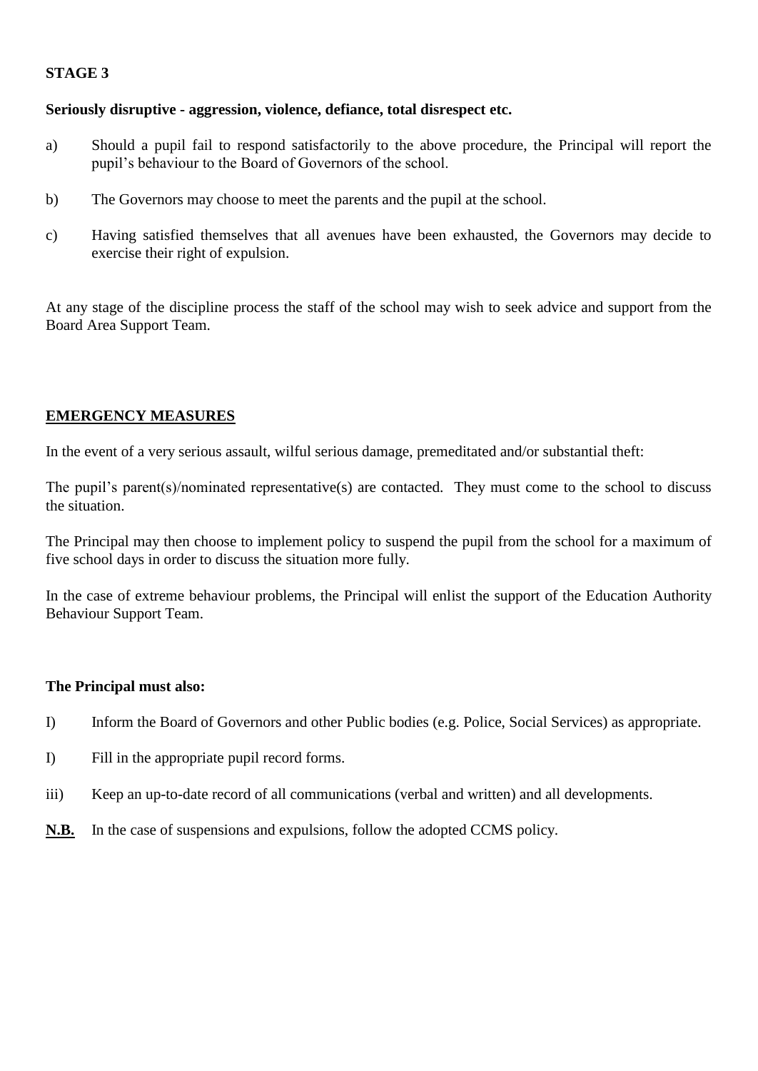**STAGE 3**

**Seriously disruptive - aggression, violence, defiance, total disrespect etc.**

a) Should a pupil fail to respond satisfactorily to the above procedure, the Principal will report the pupil's behaviour to the Board of Governors of the school.

b) The Governors may choose to meet the parents and the pupil at the school.

c) Having satisfied themselves that all avenues have been exhausted, the Governors may decide to exercise their right of expulsion.

At any stage of the discipline process the staff of the school may wish to seek advice and support from the Board Area Support Team.

## <u>EMERGENCY MEASURES</u>

In the event of a very serious assault, wilful serious damage, premeditated and/or substantial theft:

The pupil's parent(s)/nominated representative(s) are contacted. They must come to the school to discuss the situation.

The Principal may then choose to implement policy to suspend the pupil from the school for a maximum of five school days in order to discuss the situation more fully.

In the case of extreme behaviour problems, the Principal will enlist the support of the Education Authority Behaviour Support Team.

**The Principal must also:**

I) Inform the Board of Governors and other Public bodies (e.g. Police, Social Services) as appropriate.

I) Fill in the appropriate pupil record forms.

iii) Keep an up-to-date record of all communications (verbal and written) and all developments.

**<u>N.B.</u>** In the case of suspensions and expulsions, follow the adopted CCMS policy.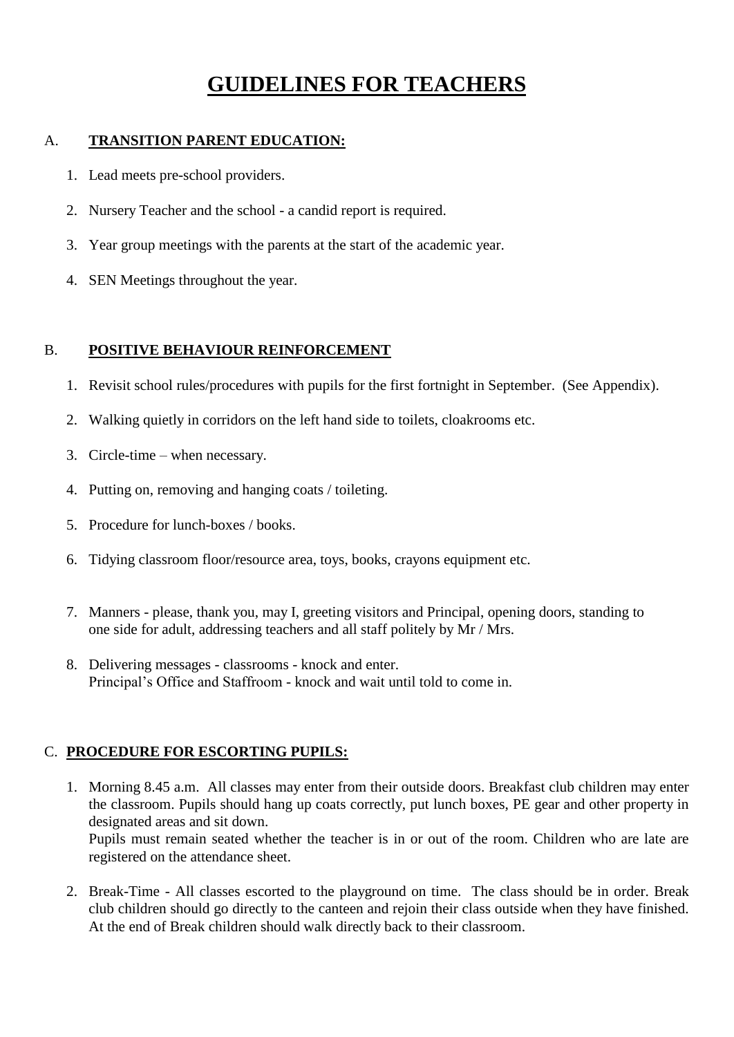# GUIDELINES FOR TEACHERS

## A. TRANSITION PARENT EDUCATION:

1. Lead meets pre-school providers.
2. Nursery Teacher and the school - a candid report is required.
3. Year group meetings with the parents at the start of the academic year.
4. SEN Meetings throughout the year.

## B. POSITIVE BEHAVIOUR REINFORCEMENT

1. Revisit school rules/procedures with pupils for the first fortnight in September. (See Appendix).
2. Walking quietly in corridors on the left hand side to toilets, cloakrooms etc.
3. Circle-time – when necessary.
4. Putting on, removing and hanging coats / toileting.
5. Procedure for lunch-boxes / books.
6. Tidying classroom floor/resource area, toys, books, crayons equipment etc.
7. Manners - please, thank you, may I, greeting visitors and Principal, opening doors, standing to one side for adult, addressing teachers and all staff politely by Mr / Mrs.
8. Delivering messages - classrooms - knock and enter.
   Principal's Office and Staffroom - knock and wait until told to come in.

## C. PROCEDURE FOR ESCORTING PUPILS:

1. Morning 8.45 a.m. All classes may enter from their outside doors. Breakfast club children may enter the classroom. Pupils should hang up coats correctly, put lunch boxes, PE gear and other property in designated areas and sit down.
   Pupils must remain seated whether the teacher is in or out of the room. Children who are late are registered on the attendance sheet.
2. Break-Time - All classes escorted to the playground on time. The class should be in order. Break club children should go directly to the canteen and rejoin their class outside when they have finished. At the end of Break children should walk directly back to their classroom.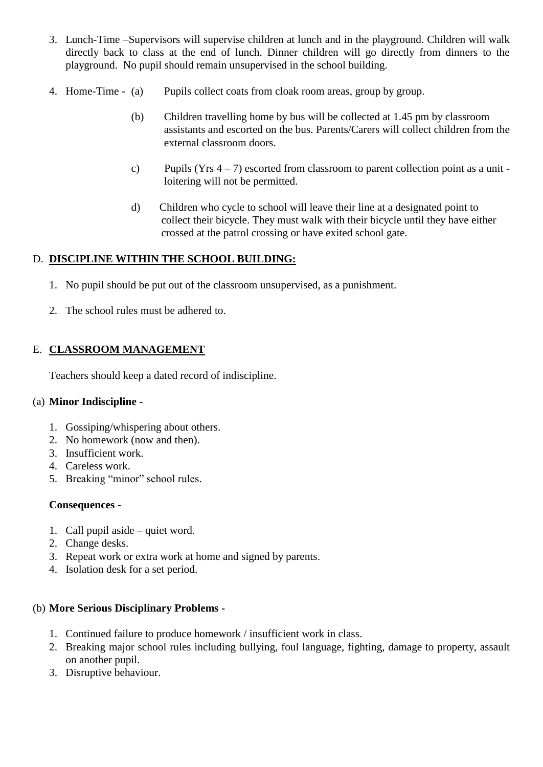3. Lunch-Time –Supervisors will supervise children at lunch and in the playground. Children will walk directly back to class at the end of lunch. Dinner children will go directly from dinners to the playground. No pupil should remain unsupervised in the school building.

4. Home-Time -
   (a) Pupils collect coats from cloak room areas, group by group.

   (b) Children travelling home by bus will be collected at 1.45 pm by classroom assistants and escorted on the bus. Parents/Carers will collect children from the external classroom doors.

   c) Pupils (Yrs 4 – 7) escorted from classroom to parent collection point as a unit - loitering will not be permitted.

   d) Children who cycle to school will leave their line at a designated point to collect their bicycle. They must walk with their bicycle until they have either crossed at the patrol crossing or have exited school gate.

D. **DISCIPLINE WITHIN THE SCHOOL BUILDING:**

1. No pupil should be put out of the classroom unsupervised, as a punishment.

2. The school rules must be adhered to.

E. **CLASSROOM MANAGEMENT**

Teachers should keep a dated record of indiscipline.

(a) **Minor Indiscipline -**

1. Gossiping/whispering about others.
2. No homework (now and then).
3. Insufficient work.
4. Careless work.
5. Breaking "minor" school rules.

**Consequences -**

1. Call pupil aside – quiet word.
2. Change desks.
3. Repeat work or extra work at home and signed by parents.
4. Isolation desk for a set period.

(b) **More Serious Disciplinary Problems -**

1. Continued failure to produce homework / insufficient work in class.
2. Breaking major school rules including bullying, foul language, fighting, damage to property, assault on another pupil.
3. Disruptive behaviour.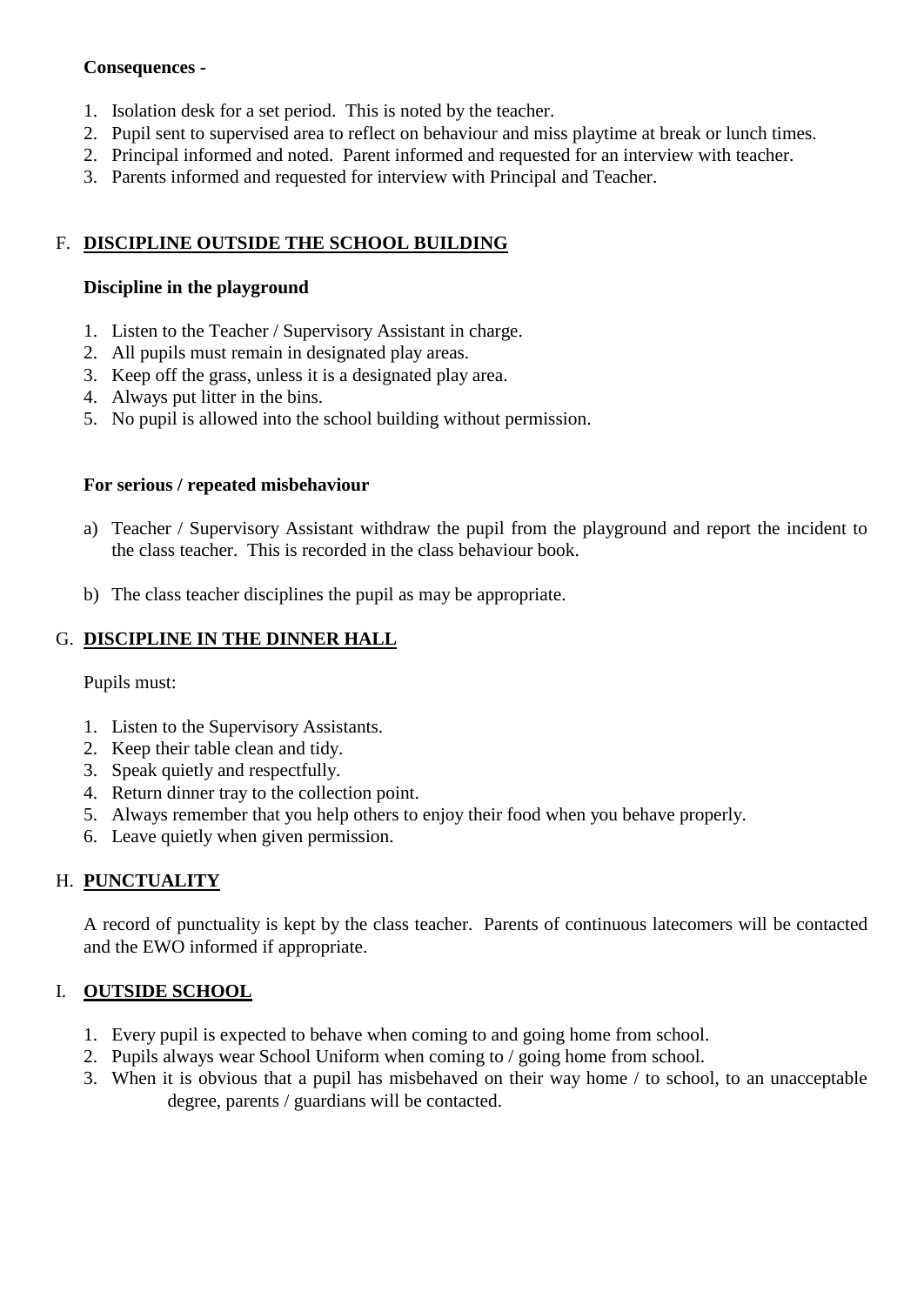**Consequences -**

1. Isolation desk for a set period. This is noted by the teacher.
2. Pupil sent to supervised area to reflect on behaviour and miss playtime at break or lunch times.
2. Principal informed and noted. Parent informed and requested for an interview with teacher.
3. Parents informed and requested for interview with Principal and Teacher.

## F. DISCIPLINE OUTSIDE THE SCHOOL BUILDING

**Discipline in the playground**

1. Listen to the Teacher / Supervisory Assistant in charge.
2. All pupils must remain in designated play areas.
3. Keep off the grass, unless it is a designated play area.
4. Always put litter in the bins.
5. No pupil is allowed into the school building without permission.

**For serious / repeated misbehaviour**

a) Teacher / Supervisory Assistant withdraw the pupil from the playground and report the incident to the class teacher. This is recorded in the class behaviour book.

b) The class teacher disciplines the pupil as may be appropriate.

## G. DISCIPLINE IN THE DINNER HALL

Pupils must:

1. Listen to the Supervisory Assistants.
2. Keep their table clean and tidy.
3. Speak quietly and respectfully.
4. Return dinner tray to the collection point.
5. Always remember that you help others to enjoy their food when you behave properly.
6. Leave quietly when given permission.

## H. PUNCTUALITY

A record of punctuality is kept by the class teacher. Parents of continuous latecomers will be contacted and the EWO informed if appropriate.

## I. OUTSIDE SCHOOL

1. Every pupil is expected to behave when coming to and going home from school.
2. Pupils always wear School Uniform when coming to / going home from school.
3. When it is obvious that a pupil has misbehaved on their way home / to school, to an unacceptable degree, parents / guardians will be contacted.